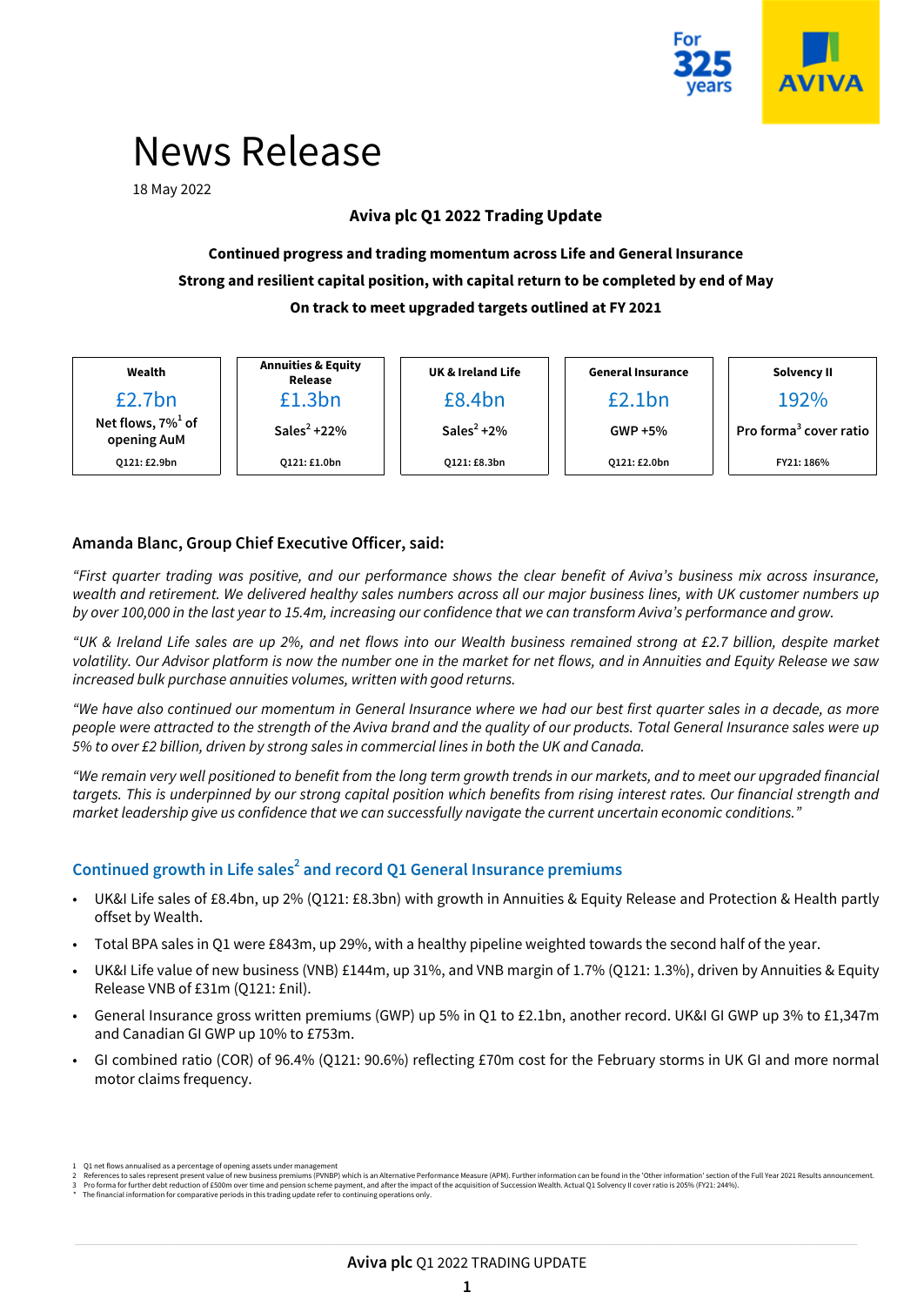# News Release

18 May 2022

**Aviva plc Q1 2022 Trading Update**

**Continued progress and trading momentum across Life and General Insurance**

**Strong and resilient capital position, with capital return to be completed by end of May**

**On track to meet upgraded targets outlined at FY 2021**

| Wealth | Annuities & Equity Release | UK & Ireland Life | General Insurance | Solvency II |
|---|---|---|---|---|
| £2.7bn | £1.3bn | £8.4bn | £2.1bn | 192% |
| Net flows, 7%[1] of opening AuM | Sales[2] +22% | Sales[2] +2% | GWP +5% | Pro forma[3] cover ratio |
| Q121: £2.9bn | Q121: £1.0bn | Q121: £8.3bn | Q121: £2.0bn | FY21: 186% |

### Amanda Blanc, Group Chief Executive Officer, said:

*"First quarter trading was positive, and our performance shows the clear benefit of Aviva's business mix across insurance, wealth and retirement. We delivered healthy sales numbers across all our major business lines, with UK customer numbers up by over 100,000 in the last year to 15.4m, increasing our confidence that we can transform Aviva's performance and grow.*

*"UK & Ireland Life sales are up 2%, and net flows into our Wealth business remained strong at £2.7 billion, despite market volatility. Our Advisor platform is now the number one in the market for net flows, and in Annuities and Equity Release we saw increased bulk purchase annuities volumes, written with good returns.*

*"We have also continued our momentum in General Insurance where we had our best first quarter sales in a decade, as more people were attracted to the strength of the Aviva brand and the quality of our products. Total General Insurance sales were up 5% to over £2 billion, driven by strong sales in commercial lines in both the UK and Canada.*

*"We remain very well positioned to benefit from the long term growth trends in our markets, and to meet our upgraded financial targets. This is underpinned by our strong capital position which benefits from rising interest rates. Our financial strength and market leadership give us confidence that we can successfully navigate the current uncertain economic conditions."*

## Continued growth in Life sales[2] and record Q1 General Insurance premiums

- UK&I Life sales of £8.4bn, up 2% (Q121: £8.3bn) with growth in Annuities & Equity Release and Protection & Health partly offset by Wealth.
- Total BPA sales in Q1 were £843m, up 29%, with a healthy pipeline weighted towards the second half of the year.
- UK&I Life value of new business (VNB) £144m, up 31%, and VNB margin of 1.7% (Q121: 1.3%), driven by Annuities & Equity Release VNB of £31m (Q121: £nil).
- General Insurance gross written premiums (GWP) up 5% in Q1 to £2.1bn, another record. UK&I GI GWP up 3% to £1,347m and Canadian GI GWP up 10% to £753m.
- GI combined ratio (COR) of 96.4% (Q121: 90.6%) reflecting £70m cost for the February storms in UK GI and more normal motor claims frequency.

1 Q1 net flows annualised as a percentage of opening assets under management
2 References to sales represent present value of new business premiums (PVNBP) which is an Alternative Performance Measure (APM). Further information can be found in the 'Other information' section of the Full Year 2021 Results announcement.
3 Pro forma for further debt reduction of £500m over time and pension scheme payment, and after the impact of the acquisition of Succession Wealth. Actual Q1 Solvency II cover ratio is 205% (FY21: 244%).
\* The financial information for comparative periods in this trading update refer to continuing operations only.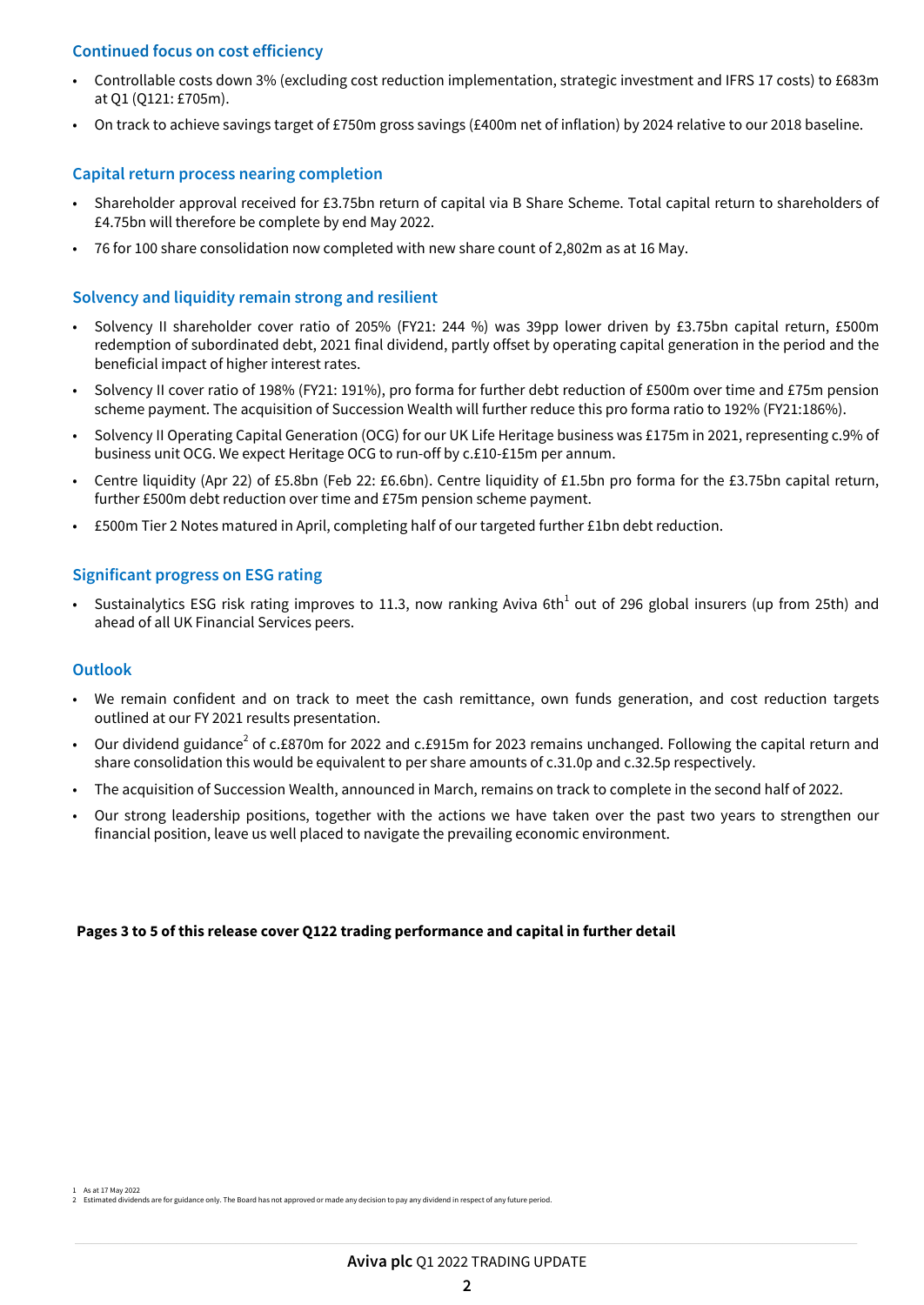## Continued focus on cost efficiency

- Controllable costs down 3% (excluding cost reduction implementation, strategic investment and IFRS 17 costs) to £683m at Q1 (Q121: £705m).
- On track to achieve savings target of £750m gross savings (£400m net of inflation) by 2024 relative to our 2018 baseline.

## Capital return process nearing completion

- Shareholder approval received for £3.75bn return of capital via B Share Scheme. Total capital return to shareholders of £4.75bn will therefore be complete by end May 2022.
- 76 for 100 share consolidation now completed with new share count of 2,802m as at 16 May.

## Solvency and liquidity remain strong and resilient

- Solvency II shareholder cover ratio of 205% (FY21: 244 %) was 39pp lower driven by £3.75bn capital return, £500m redemption of subordinated debt, 2021 final dividend, partly offset by operating capital generation in the period and the beneficial impact of higher interest rates.
- Solvency II cover ratio of 198% (FY21: 191%), pro forma for further debt reduction of £500m over time and £75m pension scheme payment. The acquisition of Succession Wealth will further reduce this pro forma ratio to 192% (FY21:186%).
- Solvency II Operating Capital Generation (OCG) for our UK Life Heritage business was £175m in 2021, representing c.9% of business unit OCG. We expect Heritage OCG to run-off by c.£10-£15m per annum.
- Centre liquidity (Apr 22) of £5.8bn (Feb 22: £6.6bn). Centre liquidity of £1.5bn pro forma for the £3.75bn capital return, further £500m debt reduction over time and £75m pension scheme payment.
- £500m Tier 2 Notes matured in April, completing half of our targeted further £1bn debt reduction.

## Significant progress on ESG rating

- Sustainalytics ESG risk rating improves to 11.3, now ranking Aviva 6th[1] out of 296 global insurers (up from 25th) and ahead of all UK Financial Services peers.

## Outlook

- We remain confident and on track to meet the cash remittance, own funds generation, and cost reduction targets outlined at our FY 2021 results presentation.
- Our dividend guidance[2] of c.£870m for 2022 and c.£915m for 2023 remains unchanged. Following the capital return and share consolidation this would be equivalent to per share amounts of c.31.0p and c.32.5p respectively.
- The acquisition of Succession Wealth, announced in March, remains on track to complete in the second half of 2022.
- Our strong leadership positions, together with the actions we have taken over the past two years to strengthen our financial position, leave us well placed to navigate the prevailing economic environment.

**Pages 3 to 5 of this release cover Q122 trading performance and capital in further detail**

1 As at 17 May 2022
2 Estimated dividends are for guidance only. The Board has not approved or made any decision to pay any dividend in respect of any future period.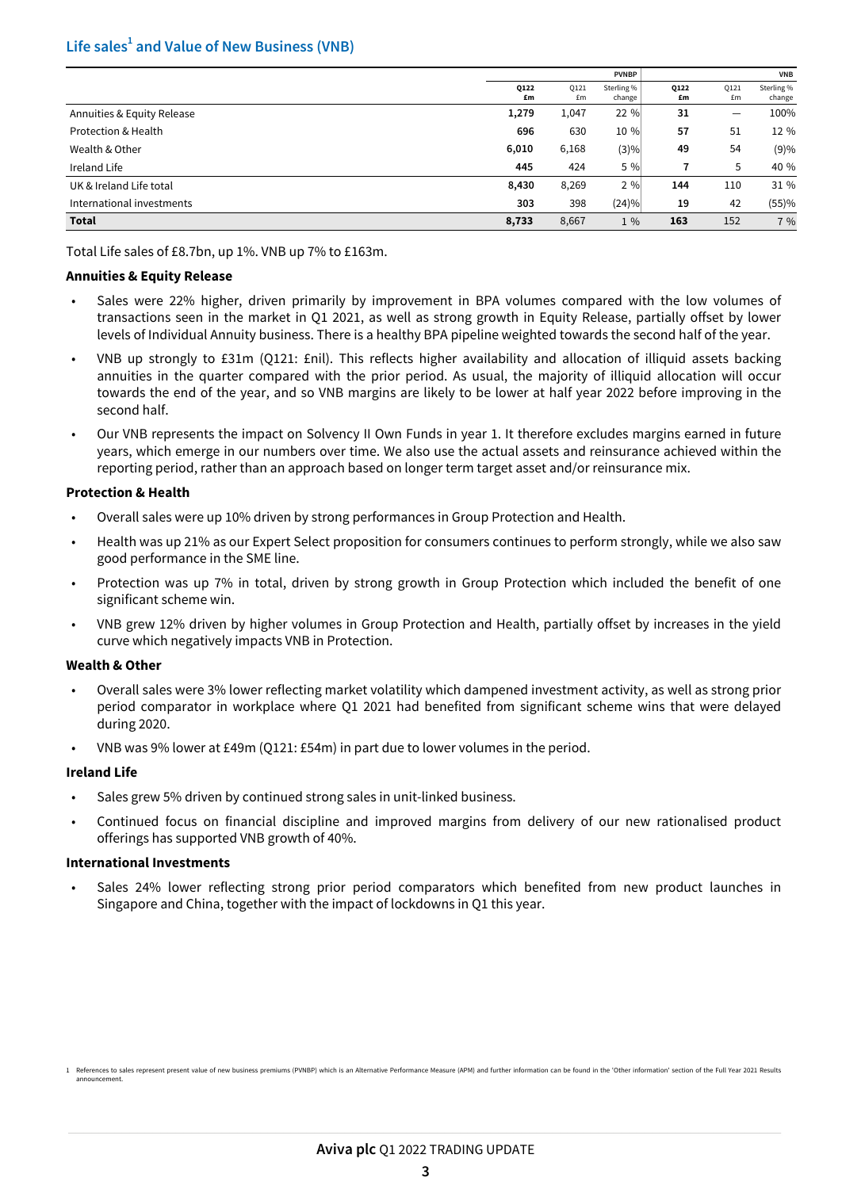## Life sales[1] and Value of New Business (VNB)

| | PVNBP | | | VNB | | |
|---|---|---|---|---|---|---|
| | Q122 £m | Q121 £m | Sterling % change | Q122 £m | Q121 £m | Sterling % change |
| Annuities & Equity Release | **1,279** | 1,047 | 22 % | **31** | — | 100% |
| Protection & Health | **696** | 630 | 10 % | **57** | 51 | 12 % |
| Wealth & Other | **6,010** | 6,168 | (3)% | **49** | 54 | (9)% |
| Ireland Life | **445** | 424 | 5 % | **7** | 5 | 40 % |
| UK & Ireland Life total | **8,430** | 8,269 | 2 % | **144** | 110 | 31 % |
| International investments | **303** | 398 | (24)% | **19** | 42 | (55)% |
| **Total** | **8,733** | 8,667 | 1 % | **163** | 152 | 7 % |

Total Life sales of £8.7bn, up 1%. VNB up 7% to £163m.

**Annuities & Equity Release**

- Sales were 22% higher, driven primarily by improvement in BPA volumes compared with the low volumes of transactions seen in the market in Q1 2021, as well as strong growth in Equity Release, partially offset by lower levels of Individual Annuity business. There is a healthy BPA pipeline weighted towards the second half of the year.
- VNB up strongly to £31m (Q121: £nil). This reflects higher availability and allocation of illiquid assets backing annuities in the quarter compared with the prior period. As usual, the majority of illiquid allocation will occur towards the end of the year, and so VNB margins are likely to be lower at half year 2022 before improving in the second half.
- Our VNB represents the impact on Solvency II Own Funds in year 1. It therefore excludes margins earned in future years, which emerge in our numbers over time. We also use the actual assets and reinsurance achieved within the reporting period, rather than an approach based on longer term target asset and/or reinsurance mix.

**Protection & Health**

- Overall sales were up 10% driven by strong performances in Group Protection and Health.
- Health was up 21% as our Expert Select proposition for consumers continues to perform strongly, while we also saw good performance in the SME line.
- Protection was up 7% in total, driven by strong growth in Group Protection which included the benefit of one significant scheme win.
- VNB grew 12% driven by higher volumes in Group Protection and Health, partially offset by increases in the yield curve which negatively impacts VNB in Protection.

**Wealth & Other**

- Overall sales were 3% lower reflecting market volatility which dampened investment activity, as well as strong prior period comparator in workplace where Q1 2021 had benefited from significant scheme wins that were delayed during 2020.
- VNB was 9% lower at £49m (Q121: £54m) in part due to lower volumes in the period.

**Ireland Life**

- Sales grew 5% driven by continued strong sales in unit-linked business.
- Continued focus on financial discipline and improved margins from delivery of our new rationalised product offerings has supported VNB growth of 40%.

**International Investments**

- Sales 24% lower reflecting strong prior period comparators which benefited from new product launches in Singapore and China, together with the impact of lockdowns in Q1 this year.

1 References to sales represent present value of new business premiums (PVNBP) which is an Alternative Performance Measure (APM) and further information can be found in the 'Other information' section of the Full Year 2021 Results announcement.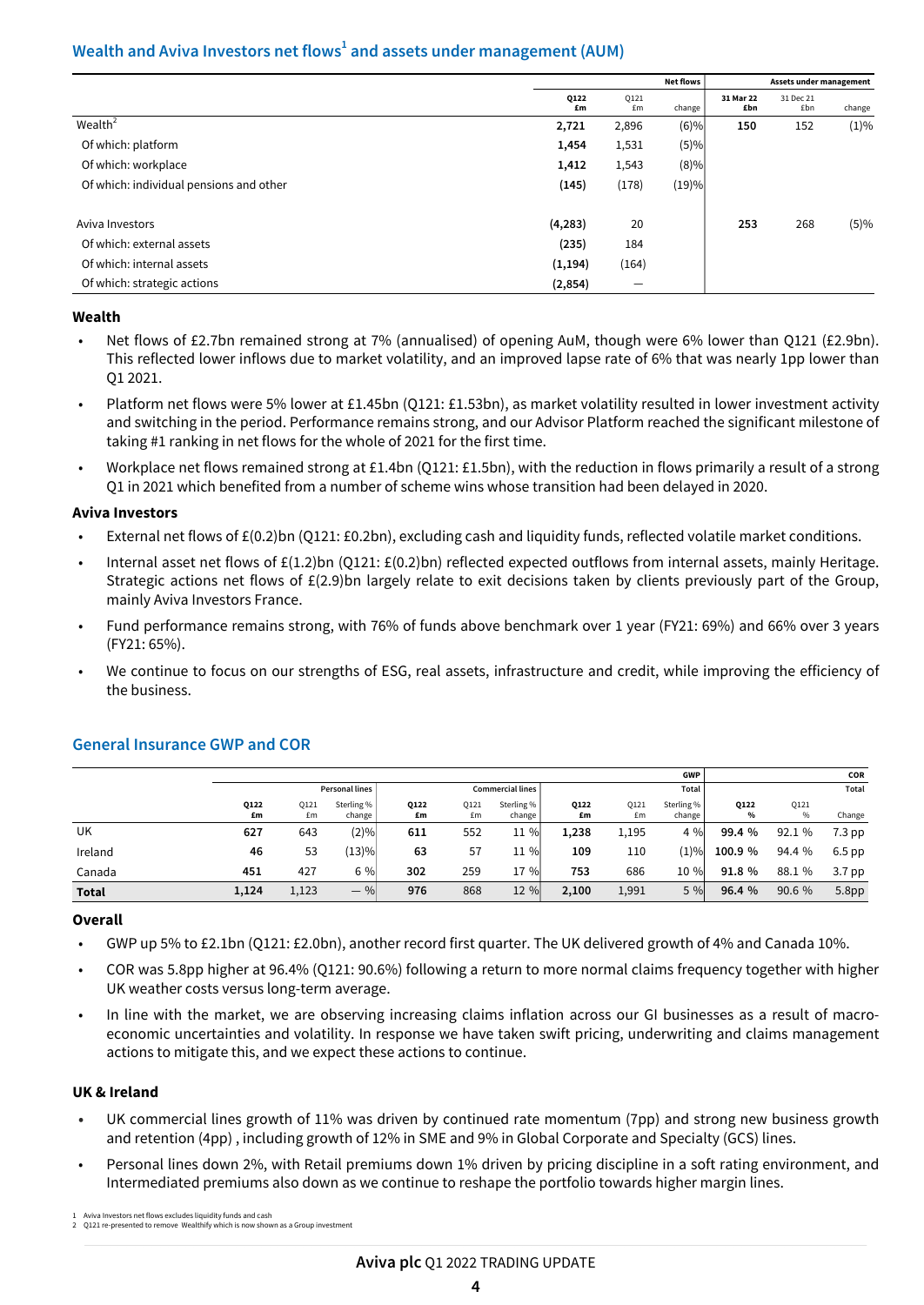## Wealth and Aviva Investors net flows[1] and assets under management (AUM)

| | Net flows | | | Assets under management | | |
|---|---|---|---|---|---|---|
| | **Q122 £m** | Q121 £m | change | **31 Mar 22 £bn** | 31 Dec 21 £bn | change |
| Wealth[2] | **2,721** | 2,896 | (6)% | **150** | 152 | (1)% |
| Of which: platform | **1,454** | 1,531 | (5)% | | | |
| Of which: workplace | **1,412** | 1,543 | (8)% | | | |
| Of which: individual pensions and other | **(145)** | (178) | (19)% | | | |
| Aviva Investors | **(4,283)** | 20 | | **253** | 268 | (5)% |
| Of which: external assets | **(235)** | 184 | | | | |
| Of which: internal assets | **(1,194)** | (164) | | | | |
| Of which: strategic actions | **(2,854)** | — | | | | |

### Wealth

- Net flows of £2.7bn remained strong at 7% (annualised) of opening AuM, though were 6% lower than Q121 (£2.9bn). This reflected lower inflows due to market volatility, and an improved lapse rate of 6% that was nearly 1pp lower than Q1 2021.
- Platform net flows were 5% lower at £1.45bn (Q121: £1.53bn), as market volatility resulted in lower investment activity and switching in the period. Performance remains strong, and our Advisor Platform reached the significant milestone of taking #1 ranking in net flows for the whole of 2021 for the first time.
- Workplace net flows remained strong at £1.4bn (Q121: £1.5bn), with the reduction in flows primarily a result of a strong Q1 in 2021 which benefited from a number of scheme wins whose transition had been delayed in 2020.

### Aviva Investors

- External net flows of £(0.2)bn (Q121: £0.2bn), excluding cash and liquidity funds, reflected volatile market conditions.
- Internal asset net flows of £(1.2)bn (Q121: £(0.2)bn) reflected expected outflows from internal assets, mainly Heritage. Strategic actions net flows of £(2.9)bn largely relate to exit decisions taken by clients previously part of the Group, mainly Aviva Investors France.
- Fund performance remains strong, with 76% of funds above benchmark over 1 year (FY21: 69%) and 66% over 3 years (FY21: 65%).
- We continue to focus on our strengths of ESG, real assets, infrastructure and credit, while improving the efficiency of the business.

## General Insurance GWP and COR

| | GWP | | | | | | | | | COR | | |
|---|---|---|---|---|---|---|---|---|---|---|---|---|
| | Personal lines | | | Commercial lines | | | Total | | | Total | | |
| | **Q122 £m** | Q121 £m | Sterling % change | **Q122 £m** | Q121 £m | Sterling % change | **Q122 £m** | Q121 £m | Sterling % change | **Q122 %** | Q121 % | Change |
| UK | **627** | 643 | (2)% | **611** | 552 | 11 % | **1,238** | 1,195 | 4 % | **99.4 %** | 92.1 % | 7.3 pp |
| Ireland | **46** | 53 | (13)% | **63** | 57 | 11 % | **109** | 110 | (1)% | **100.9 %** | 94.4 % | 6.5 pp |
| Canada | **451** | 427 | 6 % | **302** | 259 | 17 % | **753** | 686 | 10 % | **91.8 %** | 88.1 % | 3.7 pp |
| **Total** | **1,124** | 1,123 | — % | **976** | 868 | 12 % | **2,100** | 1,991 | 5 % | **96.4 %** | 90.6 % | 5.8pp |

### Overall

- GWP up 5% to £2.1bn (Q121: £2.0bn), another record first quarter. The UK delivered growth of 4% and Canada 10%.
- COR was 5.8pp higher at 96.4% (Q121: 90.6%) following a return to more normal claims frequency together with higher UK weather costs versus long-term average.
- In line with the market, we are observing increasing claims inflation across our GI businesses as a result of macro-economic uncertainties and volatility. In response we have taken swift pricing, underwriting and claims management actions to mitigate this, and we expect these actions to continue.

### UK & Ireland

- UK commercial lines growth of 11% was driven by continued rate momentum (7pp) and strong new business growth and retention (4pp) , including growth of 12% in SME and 9% in Global Corporate and Specialty (GCS) lines.
- Personal lines down 2%, with Retail premiums down 1% driven by pricing discipline in a soft rating environment, and Intermediated premiums also down as we continue to reshape the portfolio towards higher margin lines.

1 Aviva Investors net flows excludes liquidity funds and cash
2 Q121 re-presented to remove Wealthify which is now shown as a Group investment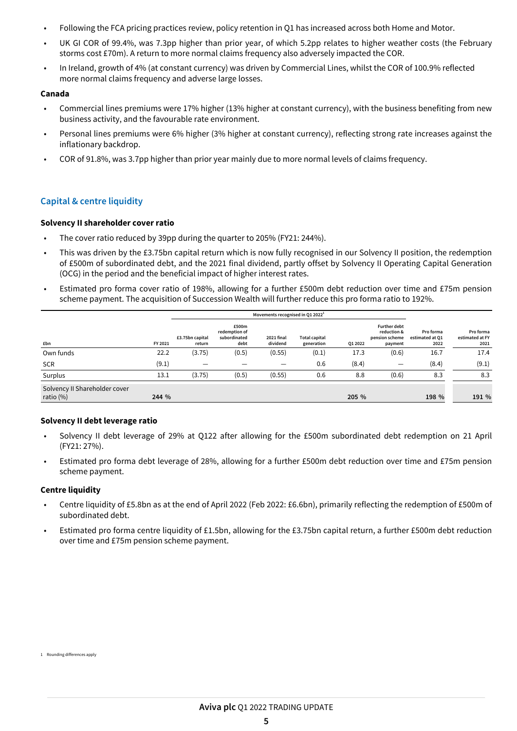- Following the FCA pricing practices review, policy retention in Q1 has increased across both Home and Motor.
- UK GI COR of 99.4%, was 7.3pp higher than prior year, of which 5.2pp relates to higher weather costs (the February storms cost £70m). A return to more normal claims frequency also adversely impacted the COR.
- In Ireland, growth of 4% (at constant currency) was driven by Commercial Lines, whilst the COR of 100.9% reflected more normal claims frequency and adverse large losses.

**Canada**

- Commercial lines premiums were 17% higher (13% higher at constant currency), with the business benefiting from new business activity, and the favourable rate environment.
- Personal lines premiums were 6% higher (3% higher at constant currency), reflecting strong rate increases against the inflationary backdrop.
- COR of 91.8%, was 3.7pp higher than prior year mainly due to more normal levels of claims frequency.

## Capital & centre liquidity

**Solvency II shareholder cover ratio**

- The cover ratio reduced by 39pp during the quarter to 205% (FY21: 244%).
- This was driven by the £3.75bn capital return which is now fully recognised in our Solvency II position, the redemption of £500m of subordinated debt, and the 2021 final dividend, partly offset by Solvency II Operating Capital Generation (OCG) in the period and the beneficial impact of higher interest rates.
- Estimated pro forma cover ratio of 198%, allowing for a further £500m debt reduction over time and £75m pension scheme payment. The acquisition of Succession Wealth will further reduce this pro forma ratio to 192%.

| | | Movements recognised in Q1 2022[1] | | | | | | | |
|---|---|---|---|---|---|---|---|---|---|
| £bn | FY 2021 | £3.75bn capital return | £500m redemption of subordinated debt | 2021 final dividend | Total capital generation | Q1 2022 | Further debt reduction & pension scheme payment | Pro forma estimated at Q1 2022 | Pro forma estimated at FY 2021 |
| Own funds | 22.2 | (3.75) | (0.5) | (0.55) | (0.1) | 17.3 | (0.6) | 16.7 | 17.4 |
| SCR | (9.1) | — | — | — | 0.6 | (8.4) | — | (8.4) | (9.1) |
| Surplus | 13.1 | (3.75) | (0.5) | (0.55) | 0.6 | 8.8 | (0.6) | 8.3 | 8.3 |
| Solvency II Shareholder cover ratio (%) | 244 % | | | | | 205 % | | 198 % | 191 % |

**Solvency II debt leverage ratio**

- Solvency II debt leverage of 29% at Q122 after allowing for the £500m subordinated debt redemption on 21 April (FY21: 27%).
- Estimated pro forma debt leverage of 28%, allowing for a further £500m debt reduction over time and £75m pension scheme payment.

**Centre liquidity**

- Centre liquidity of £5.8bn as at the end of April 2022 (Feb 2022: £6.6bn), primarily reflecting the redemption of £500m of subordinated debt.
- Estimated pro forma centre liquidity of £1.5bn, allowing for the £3.75bn capital return, a further £500m debt reduction over time and £75m pension scheme payment.

1 Rounding differences apply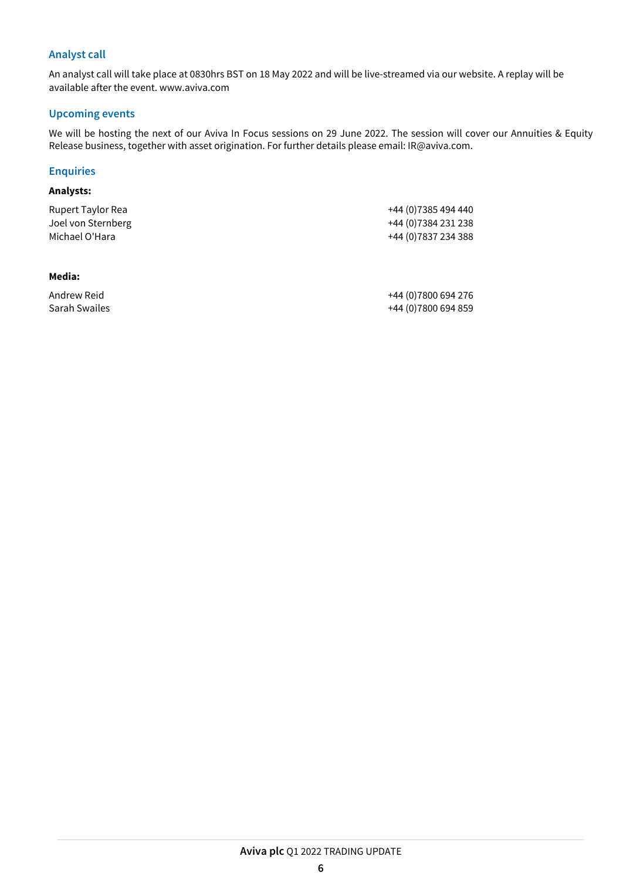## Analyst call

An analyst call will take place at 0830hrs BST on 18 May 2022 and will be live-streamed via our website. A replay will be available after the event. www.aviva.com

## Upcoming events

We will be hosting the next of our Aviva In Focus sessions on 29 June 2022. The session will cover our Annuities & Equity Release business, together with asset origination. For further details please email: IR@aviva.com.

## Enquiries

**Analysts:**

| | |
|---|---|
| Rupert Taylor Rea | +44 (0)7385 494 440 |
| Joel von Sternberg | +44 (0)7384 231 238 |
| Michael O'Hara | +44 (0)7837 234 388 |

**Media:**

| | |
|---|---|
| Andrew Reid | +44 (0)7800 694 276 |
| Sarah Swailes | +44 (0)7800 694 859 |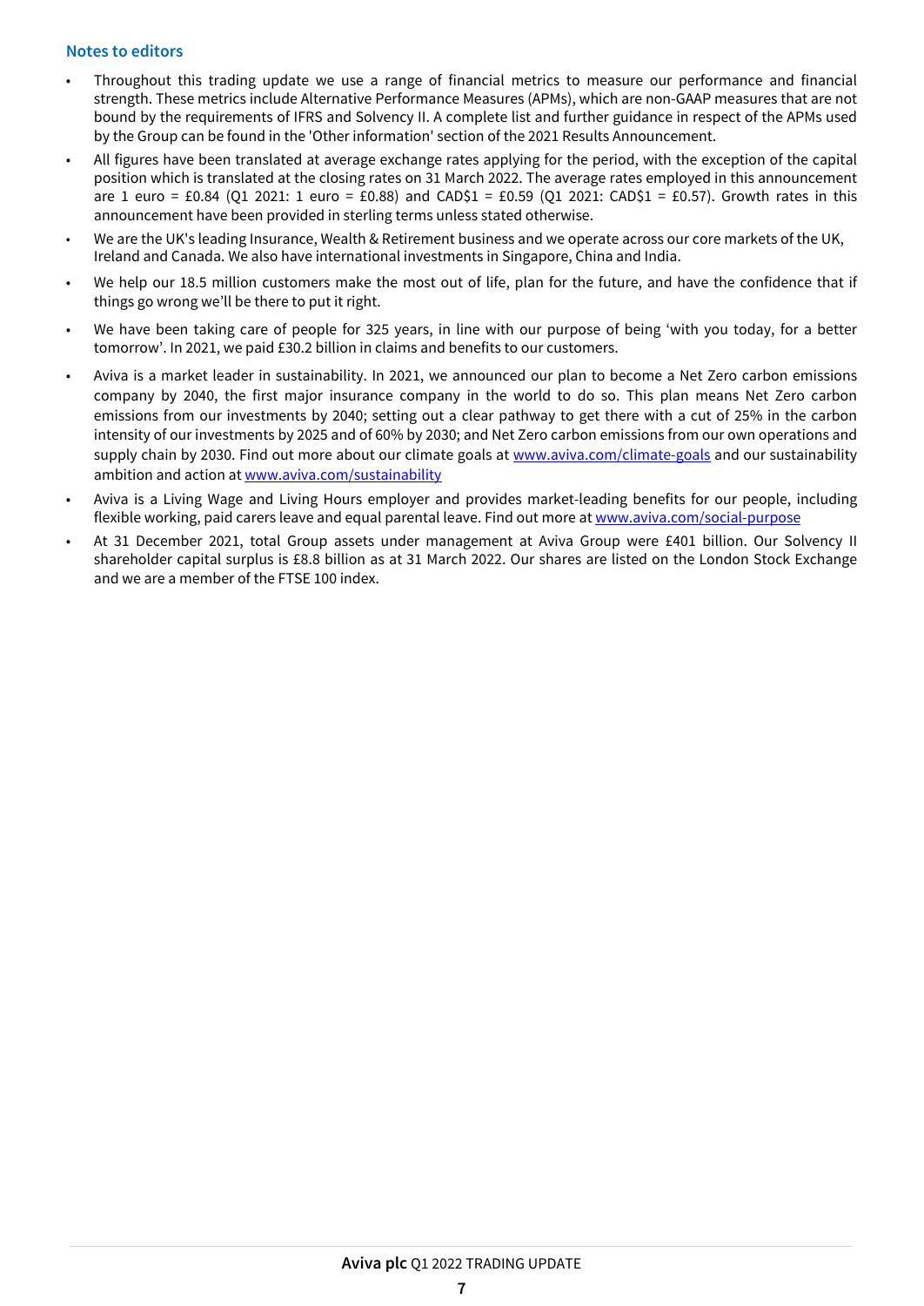## Notes to editors

- Throughout this trading update we use a range of financial metrics to measure our performance and financial strength. These metrics include Alternative Performance Measures (APMs), which are non-GAAP measures that are not bound by the requirements of IFRS and Solvency II. A complete list and further guidance in respect of the APMs used by the Group can be found in the 'Other information' section of the 2021 Results Announcement.
- All figures have been translated at average exchange rates applying for the period, with the exception of the capital position which is translated at the closing rates on 31 March 2022. The average rates employed in this announcement are 1 euro = £0.84 (Q1 2021: 1 euro = £0.88) and CAD$1 = £0.59 (Q1 2021: CAD$1 = £0.57). Growth rates in this announcement have been provided in sterling terms unless stated otherwise.
- We are the UK's leading Insurance, Wealth & Retirement business and we operate across our core markets of the UK, Ireland and Canada. We also have international investments in Singapore, China and India.
- We help our 18.5 million customers make the most out of life, plan for the future, and have the confidence that if things go wrong we'll be there to put it right.
- We have been taking care of people for 325 years, in line with our purpose of being 'with you today, for a better tomorrow'. In 2021, we paid £30.2 billion in claims and benefits to our customers.
- Aviva is a market leader in sustainability. In 2021, we announced our plan to become a Net Zero carbon emissions company by 2040, the first major insurance company in the world to do so. This plan means Net Zero carbon emissions from our investments by 2040; setting out a clear pathway to get there with a cut of 25% in the carbon intensity of our investments by 2025 and of 60% by 2030; and Net Zero carbon emissions from our own operations and supply chain by 2030. Find out more about our climate goals at [www.aviva.com/climate-goals](http://www.aviva.com/climate-goals) and our sustainability ambition and action at [www.aviva.com/sustainability](http://www.aviva.com/sustainability)
- Aviva is a Living Wage and Living Hours employer and provides market-leading benefits for our people, including flexible working, paid carers leave and equal parental leave. Find out more at [www.aviva.com/social-purpose](http://www.aviva.com/social-purpose)
- At 31 December 2021, total Group assets under management at Aviva Group were £401 billion. Our Solvency II shareholder capital surplus is £8.8 billion as at 31 March 2022. Our shares are listed on the London Stock Exchange and we are a member of the FTSE 100 index.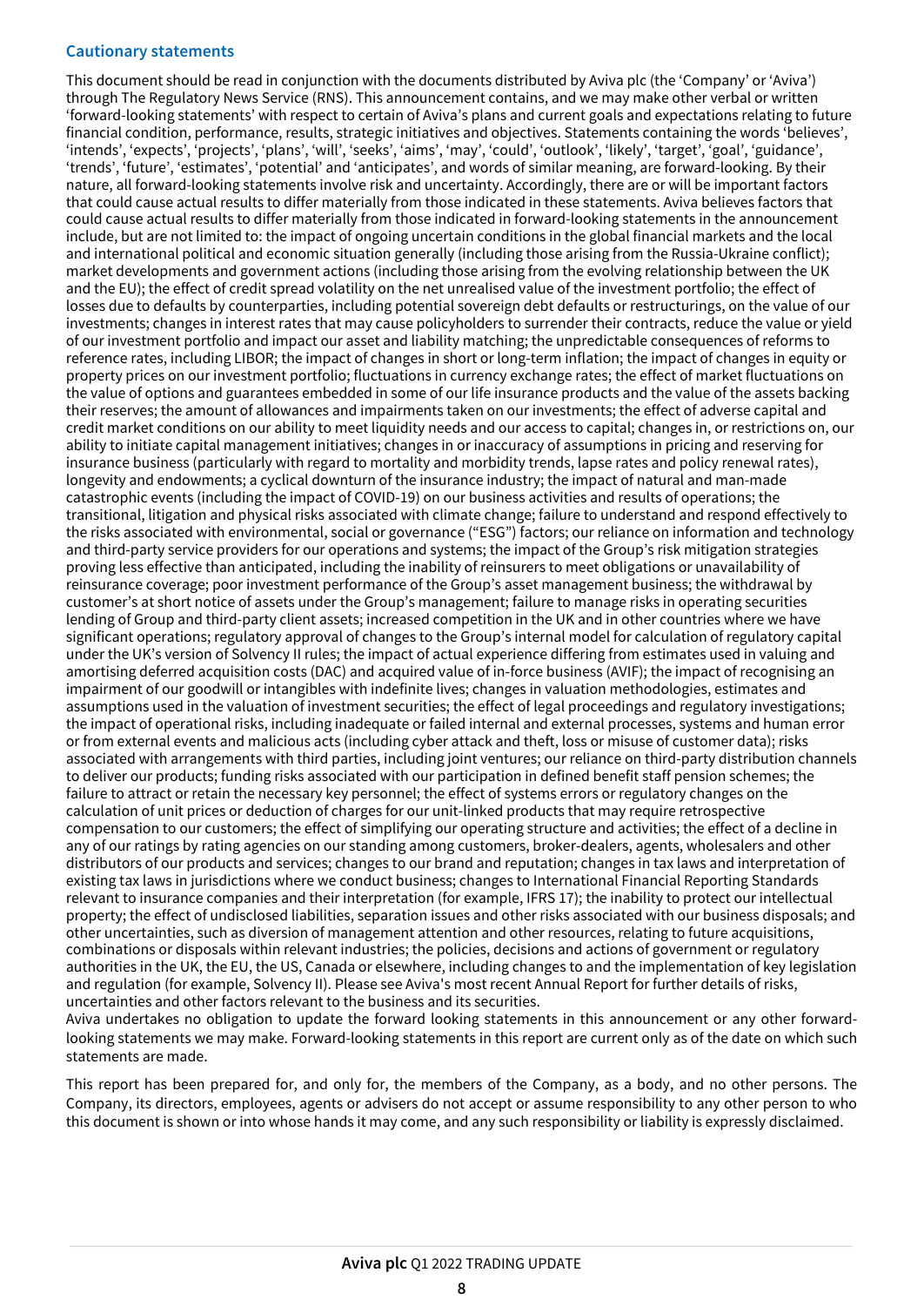## Cautionary statements

This document should be read in conjunction with the documents distributed by Aviva plc (the 'Company' or 'Aviva') through The Regulatory News Service (RNS). This announcement contains, and we may make other verbal or written 'forward-looking statements' with respect to certain of Aviva's plans and current goals and expectations relating to future financial condition, performance, results, strategic initiatives and objectives. Statements containing the words 'believes', 'intends', 'expects', 'projects', 'plans', 'will', 'seeks', 'aims', 'may', 'could', 'outlook', 'likely', 'target', 'goal', 'guidance', 'trends', 'future', 'estimates', 'potential' and 'anticipates', and words of similar meaning, are forward-looking. By their nature, all forward-looking statements involve risk and uncertainty. Accordingly, there are or will be important factors that could cause actual results to differ materially from those indicated in these statements. Aviva believes factors that could cause actual results to differ materially from those indicated in forward-looking statements in the announcement include, but are not limited to: the impact of ongoing uncertain conditions in the global financial markets and the local and international political and economic situation generally (including those arising from the Russia-Ukraine conflict); market developments and government actions (including those arising from the evolving relationship between the UK and the EU); the effect of credit spread volatility on the net unrealised value of the investment portfolio; the effect of losses due to defaults by counterparties, including potential sovereign debt defaults or restructurings, on the value of our investments; changes in interest rates that may cause policyholders to surrender their contracts, reduce the value or yield of our investment portfolio and impact our asset and liability matching; the unpredictable consequences of reforms to reference rates, including LIBOR; the impact of changes in short or long-term inflation; the impact of changes in equity or property prices on our investment portfolio; fluctuations in currency exchange rates; the effect of market fluctuations on the value of options and guarantees embedded in some of our life insurance products and the value of the assets backing their reserves; the amount of allowances and impairments taken on our investments; the effect of adverse capital and credit market conditions on our ability to meet liquidity needs and our access to capital; changes in, or restrictions on, our ability to initiate capital management initiatives; changes in or inaccuracy of assumptions in pricing and reserving for insurance business (particularly with regard to mortality and morbidity trends, lapse rates and policy renewal rates), longevity and endowments; a cyclical downturn of the insurance industry; the impact of natural and man-made catastrophic events (including the impact of COVID-19) on our business activities and results of operations; the transitional, litigation and physical risks associated with climate change; failure to understand and respond effectively to the risks associated with environmental, social or governance ("ESG") factors; our reliance on information and technology and third-party service providers for our operations and systems; the impact of the Group's risk mitigation strategies proving less effective than anticipated, including the inability of reinsurers to meet obligations or unavailability of reinsurance coverage; poor investment performance of the Group's asset management business; the withdrawal by customer's at short notice of assets under the Group's management; failure to manage risks in operating securities lending of Group and third-party client assets; increased competition in the UK and in other countries where we have significant operations; regulatory approval of changes to the Group's internal model for calculation of regulatory capital under the UK's version of Solvency II rules; the impact of actual experience differing from estimates used in valuing and amortising deferred acquisition costs (DAC) and acquired value of in-force business (AVIF); the impact of recognising an impairment of our goodwill or intangibles with indefinite lives; changes in valuation methodologies, estimates and assumptions used in the valuation of investment securities; the effect of legal proceedings and regulatory investigations; the impact of operational risks, including inadequate or failed internal and external processes, systems and human error or from external events and malicious acts (including cyber attack and theft, loss or misuse of customer data); risks associated with arrangements with third parties, including joint ventures; our reliance on third-party distribution channels to deliver our products; funding risks associated with our participation in defined benefit staff pension schemes; the failure to attract or retain the necessary key personnel; the effect of systems errors or regulatory changes on the calculation of unit prices or deduction of charges for our unit-linked products that may require retrospective compensation to our customers; the effect of simplifying our operating structure and activities; the effect of a decline in any of our ratings by rating agencies on our standing among customers, broker-dealers, agents, wholesalers and other distributors of our products and services; changes to our brand and reputation; changes in tax laws and interpretation of existing tax laws in jurisdictions where we conduct business; changes to International Financial Reporting Standards relevant to insurance companies and their interpretation (for example, IFRS 17); the inability to protect our intellectual property; the effect of undisclosed liabilities, separation issues and other risks associated with our business disposals; and other uncertainties, such as diversion of management attention and other resources, relating to future acquisitions, combinations or disposals within relevant industries; the policies, decisions and actions of government or regulatory authorities in the UK, the EU, the US, Canada or elsewhere, including changes to and the implementation of key legislation and regulation (for example, Solvency II). Please see Aviva's most recent Annual Report for further details of risks, uncertainties and other factors relevant to the business and its securities.

Aviva undertakes no obligation to update the forward looking statements in this announcement or any other forward-looking statements we may make. Forward-looking statements in this report are current only as of the date on which such statements are made.

This report has been prepared for, and only for, the members of the Company, as a body, and no other persons. The Company, its directors, employees, agents or advisers do not accept or assume responsibility to any other person to who this document is shown or into whose hands it may come, and any such responsibility or liability is expressly disclaimed.